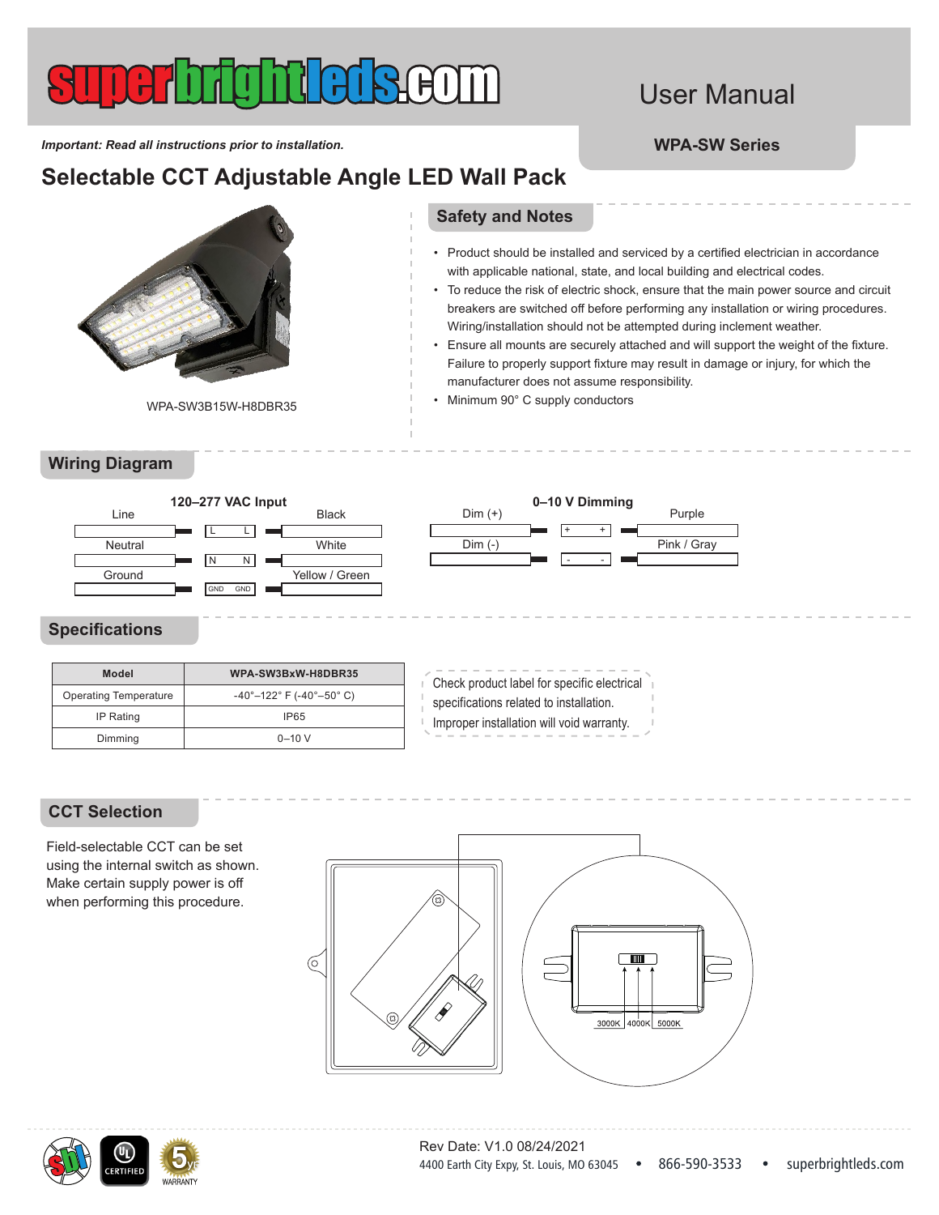# superbrightleds.com

User Manual

**WPA-SW Series**

***Important: Read all instructions prior to installation.***

## Selectable CCT Adjustable Angle LED Wall Pack

WPA-SW3B15W-H8DBR35

## Safety and Notes

- Product should be installed and serviced by a certified electrician in accordance with applicable national, state, and local building and electrical codes.
- To reduce the risk of electric shock, ensure that the main power source and circuit breakers are switched off before performing any installation or wiring procedures. Wiring/installation should not be attempted during inclement weather.
- Ensure all mounts are securely attached and will support the weight of the fixture. Failure to properly support fixture may result in damage or injury, for which the manufacturer does not assume responsibility.
- Minimum 90° C supply conductors

## Wiring Diagram

**120–277 VAC Input**

| Supply | Terminal | Fixture Wire |
|---|---|---|
| Line | L — L | Black |
| Neutral | N — N | White |
| Ground | GND — GND | Yellow / Green |

**0–10 V Dimming**

| Supply | Terminal | Fixture Wire |
|---|---|---|
| Dim (+) | + — + | Purple |
| Dim (-) | - — - | Pink / Gray |

## Specifications

| Model | WPA-SW3BxW-H8DBR35 |
|---|---|
| Operating Temperature | -40°–122° F (-40°–50° C) |
| IP Rating | IP65 |
| Dimming | 0–10 V |

Check product label for specific electrical specifications related to installation. Improper installation will void warranty.

## CCT Selection

Field-selectable CCT can be set using the internal switch as shown. Make certain supply power is off when performing this procedure.

3000K | 4000K | 5000K

Rev Date: V1.0 08/24/2021

4400 Earth City Expy, St. Louis, MO 63045 • 866-590-3533 • superbrightleds.com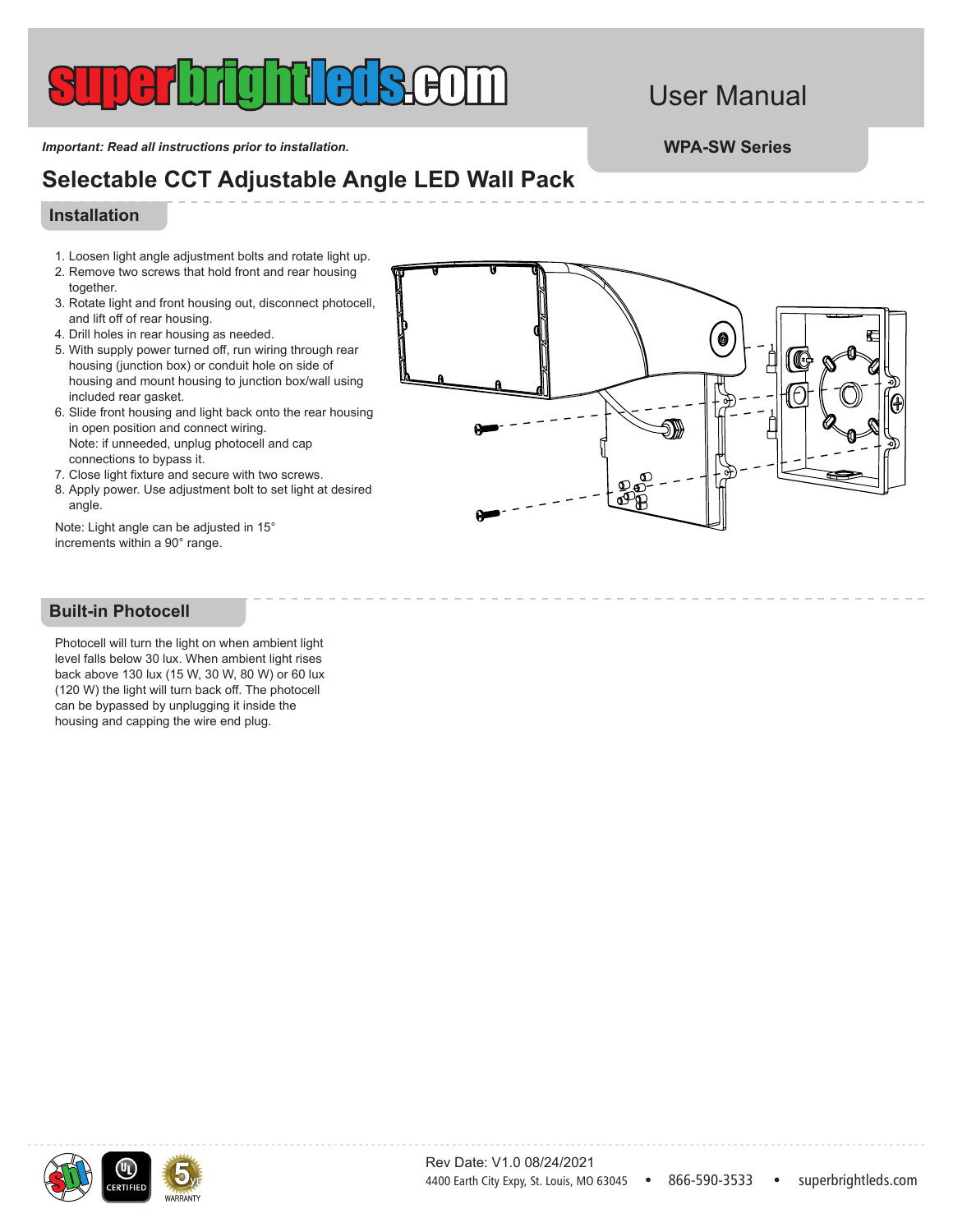superbrightleds.com

User Manual

*Important: Read all instructions prior to installation.*

**WPA-SW Series**

# Selectable CCT Adjustable Angle LED Wall Pack

## Installation

1. Loosen light angle adjustment bolts and rotate light up.
2. Remove two screws that hold front and rear housing together.
3. Rotate light and front housing out, disconnect photocell, and lift off of rear housing.
4. Drill holes in rear housing as needed.
5. With supply power turned off, run wiring through rear housing (junction box) or conduit hole on side of housing and mount housing to junction box/wall using included rear gasket.
6. Slide front housing and light back onto the rear housing in open position and connect wiring.
   Note: if unneeded, unplug photocell and cap connections to bypass it.
7. Close light fixture and secure with two screws.
8. Apply power. Use adjustment bolt to set light at desired angle.

Note: Light angle can be adjusted in 15° increments within a 90° range.

## Built-in Photocell

Photocell will turn the light on when ambient light level falls below 30 lux. When ambient light rises back above 130 lux (15 W, 30 W, 80 W) or 60 lux (120 W) the light will turn back off. The photocell can be bypassed by unplugging it inside the housing and capping the wire end plug.

Rev Date: V1.0 08/24/2021

4400 Earth City Expy, St. Louis, MO 63045 • 866-590-3533 • superbrightleds.com